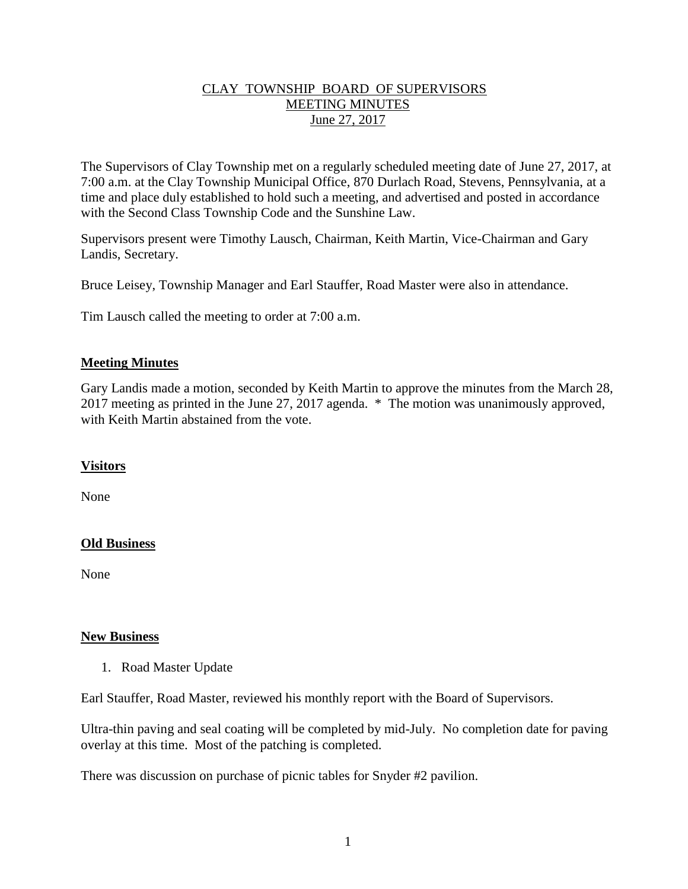CLAY TOWNSHIP BOARD OF SUPERVISORS
MEETING MINUTES
June 27, 2017

The Supervisors of Clay Township met on a regularly scheduled meeting date of June 27, 2017, at 7:00 a.m. at the Clay Township Municipal Office, 870 Durlach Road, Stevens, Pennsylvania, at a time and place duly established to hold such a meeting, and advertised and posted in accordance with the Second Class Township Code and the Sunshine Law.

Supervisors present were Timothy Lausch, Chairman, Keith Martin, Vice-Chairman and Gary Landis, Secretary.

Bruce Leisey, Township Manager and Earl Stauffer, Road Master were also in attendance.

Tim Lausch called the meeting to order at 7:00 a.m.

## Meeting Minutes

Gary Landis made a motion, seconded by Keith Martin to approve the minutes from the March 28, 2017 meeting as printed in the June 27, 2017 agenda. * The motion was unanimously approved, with Keith Martin abstained from the vote.

## Visitors

None

## Old Business

None

## New Business

1. Road Master Update

Earl Stauffer, Road Master, reviewed his monthly report with the Board of Supervisors.

Ultra-thin paving and seal coating will be completed by mid-July. No completion date for paving overlay at this time. Most of the patching is completed.

There was discussion on purchase of picnic tables for Snyder #2 pavilion.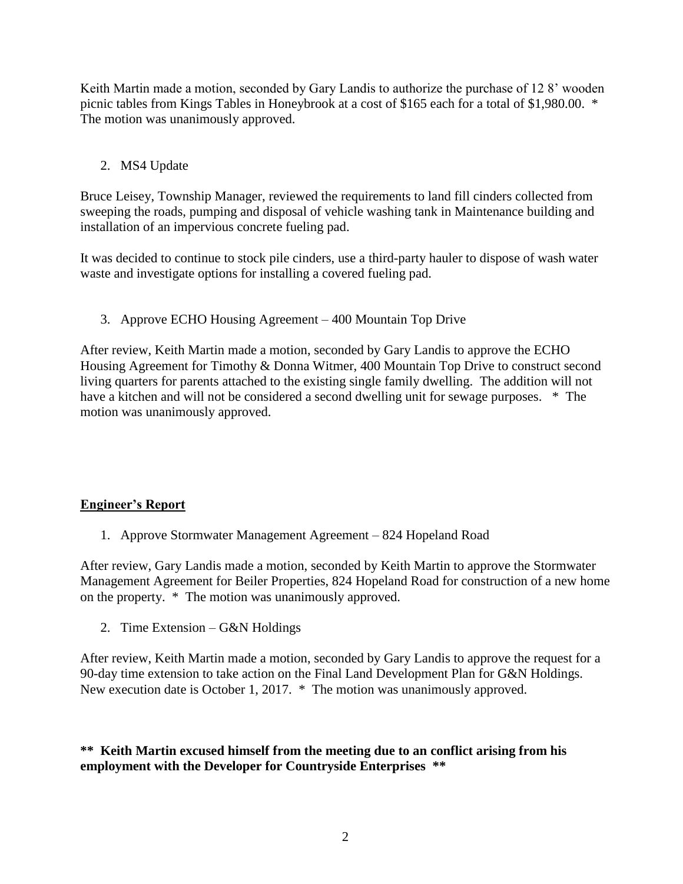Keith Martin made a motion, seconded by Gary Landis to authorize the purchase of 12 8' wooden picnic tables from Kings Tables in Honeybrook at a cost of $165 each for a total of $1,980.00. * The motion was unanimously approved.

2. MS4 Update

Bruce Leisey, Township Manager, reviewed the requirements to land fill cinders collected from sweeping the roads, pumping and disposal of vehicle washing tank in Maintenance building and installation of an impervious concrete fueling pad.

It was decided to continue to stock pile cinders, use a third-party hauler to dispose of wash water waste and investigate options for installing a covered fueling pad.

3. Approve ECHO Housing Agreement – 400 Mountain Top Drive

After review, Keith Martin made a motion, seconded by Gary Landis to approve the ECHO Housing Agreement for Timothy & Donna Witmer, 400 Mountain Top Drive to construct second living quarters for parents attached to the existing single family dwelling. The addition will not have a kitchen and will not be considered a second dwelling unit for sewage purposes. * The motion was unanimously approved.

## Engineer's Report

1. Approve Stormwater Management Agreement – 824 Hopeland Road

After review, Gary Landis made a motion, seconded by Keith Martin to approve the Stormwater Management Agreement for Beiler Properties, 824 Hopeland Road for construction of a new home on the property. * The motion was unanimously approved.

2. Time Extension – G&N Holdings

After review, Keith Martin made a motion, seconded by Gary Landis to approve the request for a 90-day time extension to take action on the Final Land Development Plan for G&N Holdings. New execution date is October 1, 2017. * The motion was unanimously approved.

**\*\* Keith Martin excused himself from the meeting due to an conflict arising from his employment with the Developer for Countryside Enterprises \*\***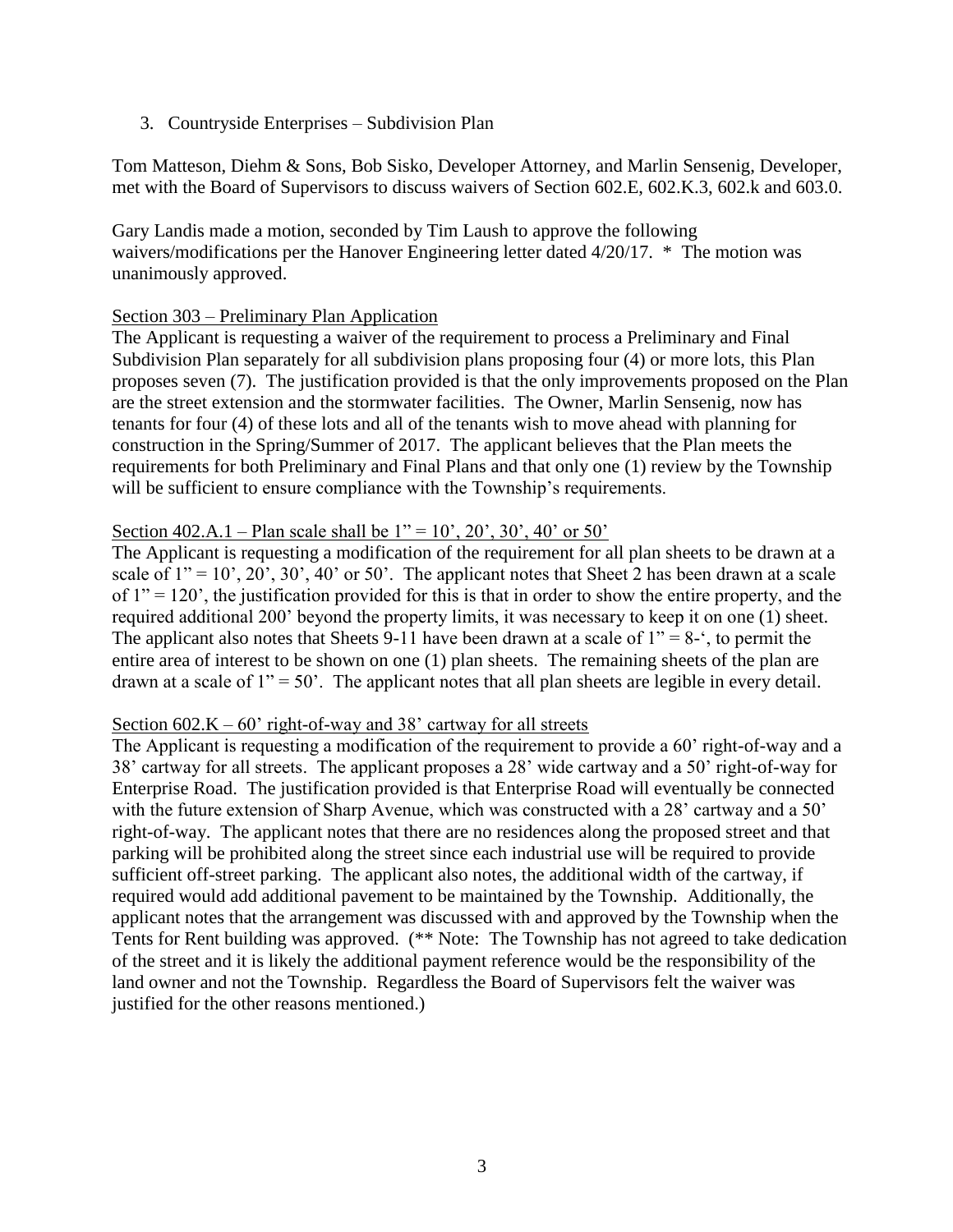3. Countryside Enterprises – Subdivision Plan

Tom Matteson, Diehm & Sons, Bob Sisko, Developer Attorney, and Marlin Sensenig, Developer, met with the Board of Supervisors to discuss waivers of Section 602.E, 602.K.3, 602.k and 603.0.

Gary Landis made a motion, seconded by Tim Laush to approve the following waivers/modifications per the Hanover Engineering letter dated 4/20/17. * The motion was unanimously approved.

<u>Section 303 – Preliminary Plan Application</u>

The Applicant is requesting a waiver of the requirement to process a Preliminary and Final Subdivision Plan separately for all subdivision plans proposing four (4) or more lots, this Plan proposes seven (7). The justification provided is that the only improvements proposed on the Plan are the street extension and the stormwater facilities. The Owner, Marlin Sensenig, now has tenants for four (4) of these lots and all of the tenants wish to move ahead with planning for construction in the Spring/Summer of 2017. The applicant believes that the Plan meets the requirements for both Preliminary and Final Plans and that only one (1) review by the Township will be sufficient to ensure compliance with the Township's requirements.

<u>Section 402.A.1 – Plan scale shall be 1" = 10', 20', 30', 40' or 50'</u>

The Applicant is requesting a modification of the requirement for all plan sheets to be drawn at a scale of 1" = 10', 20', 30', 40' or 50'. The applicant notes that Sheet 2 has been drawn at a scale of 1" = 120', the justification provided for this is that in order to show the entire property, and the required additional 200' beyond the property limits, it was necessary to keep it on one (1) sheet. The applicant also notes that Sheets 9-11 have been drawn at a scale of 1" = 8-', to permit the entire area of interest to be shown on one (1) plan sheets. The remaining sheets of the plan are drawn at a scale of 1" = 50'. The applicant notes that all plan sheets are legible in every detail.

<u>Section 602.K – 60' right-of-way and 38' cartway for all streets</u>

The Applicant is requesting a modification of the requirement to provide a 60' right-of-way and a 38' cartway for all streets. The applicant proposes a 28' wide cartway and a 50' right-of-way for Enterprise Road. The justification provided is that Enterprise Road will eventually be connected with the future extension of Sharp Avenue, which was constructed with a 28' cartway and a 50' right-of-way. The applicant notes that there are no residences along the proposed street and that parking will be prohibited along the street since each industrial use will be required to provide sufficient off-street parking. The applicant also notes, the additional width of the cartway, if required would add additional pavement to be maintained by the Township. Additionally, the applicant notes that the arrangement was discussed with and approved by the Township when the Tents for Rent building was approved. (** Note: The Township has not agreed to take dedication of the street and it is likely the additional payment reference would be the responsibility of the land owner and not the Township. Regardless the Board of Supervisors felt the waiver was justified for the other reasons mentioned.)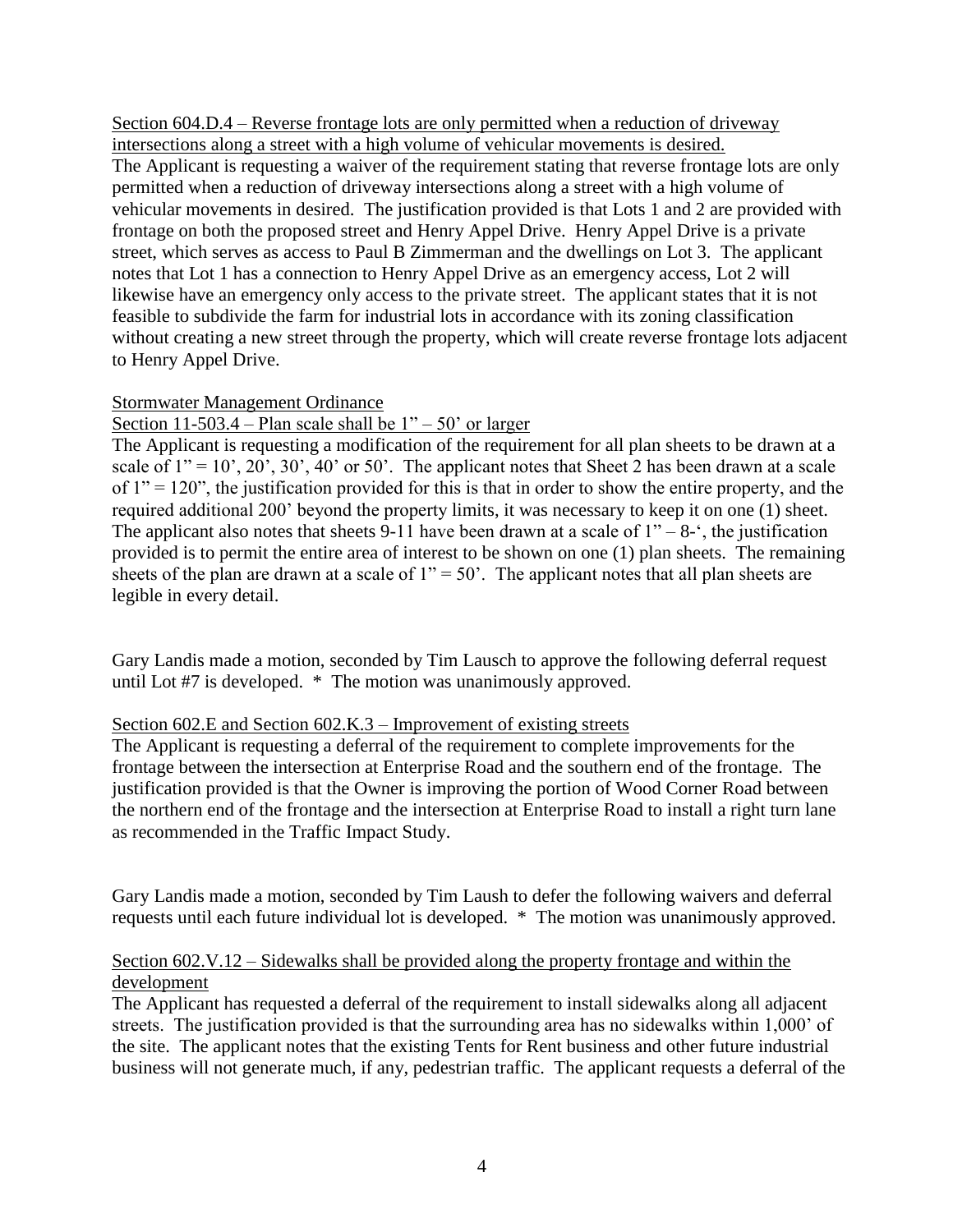Section 604.D.4 – Reverse frontage lots are only permitted when a reduction of driveway intersections along a street with a high volume of vehicular movements is desired.

The Applicant is requesting a waiver of the requirement stating that reverse frontage lots are only permitted when a reduction of driveway intersections along a street with a high volume of vehicular movements in desired. The justification provided is that Lots 1 and 2 are provided with frontage on both the proposed street and Henry Appel Drive. Henry Appel Drive is a private street, which serves as access to Paul B Zimmerman and the dwellings on Lot 3. The applicant notes that Lot 1 has a connection to Henry Appel Drive as an emergency access, Lot 2 will likewise have an emergency only access to the private street. The applicant states that it is not feasible to subdivide the farm for industrial lots in accordance with its zoning classification without creating a new street through the property, which will create reverse frontage lots adjacent to Henry Appel Drive.

Stormwater Management Ordinance

Section 11-503.4 – Plan scale shall be 1" – 50' or larger

The Applicant is requesting a modification of the requirement for all plan sheets to be drawn at a scale of 1" = 10', 20', 30', 40' or 50'. The applicant notes that Sheet 2 has been drawn at a scale of 1" = 120", the justification provided for this is that in order to show the entire property, and the required additional 200' beyond the property limits, it was necessary to keep it on one (1) sheet. The applicant also notes that sheets 9-11 have been drawn at a scale of 1" – 8-', the justification provided is to permit the entire area of interest to be shown on one (1) plan sheets. The remaining sheets of the plan are drawn at a scale of 1" = 50'. The applicant notes that all plan sheets are legible in every detail.

Gary Landis made a motion, seconded by Tim Lausch to approve the following deferral request until Lot #7 is developed. * The motion was unanimously approved.

Section 602.E and Section 602.K.3 – Improvement of existing streets

The Applicant is requesting a deferral of the requirement to complete improvements for the frontage between the intersection at Enterprise Road and the southern end of the frontage. The justification provided is that the Owner is improving the portion of Wood Corner Road between the northern end of the frontage and the intersection at Enterprise Road to install a right turn lane as recommended in the Traffic Impact Study.

Gary Landis made a motion, seconded by Tim Laush to defer the following waivers and deferral requests until each future individual lot is developed. * The motion was unanimously approved.

Section 602.V.12 – Sidewalks shall be provided along the property frontage and within the development

The Applicant has requested a deferral of the requirement to install sidewalks along all adjacent streets. The justification provided is that the surrounding area has no sidewalks within 1,000' of the site. The applicant notes that the existing Tents for Rent business and other future industrial business will not generate much, if any, pedestrian traffic. The applicant requests a deferral of the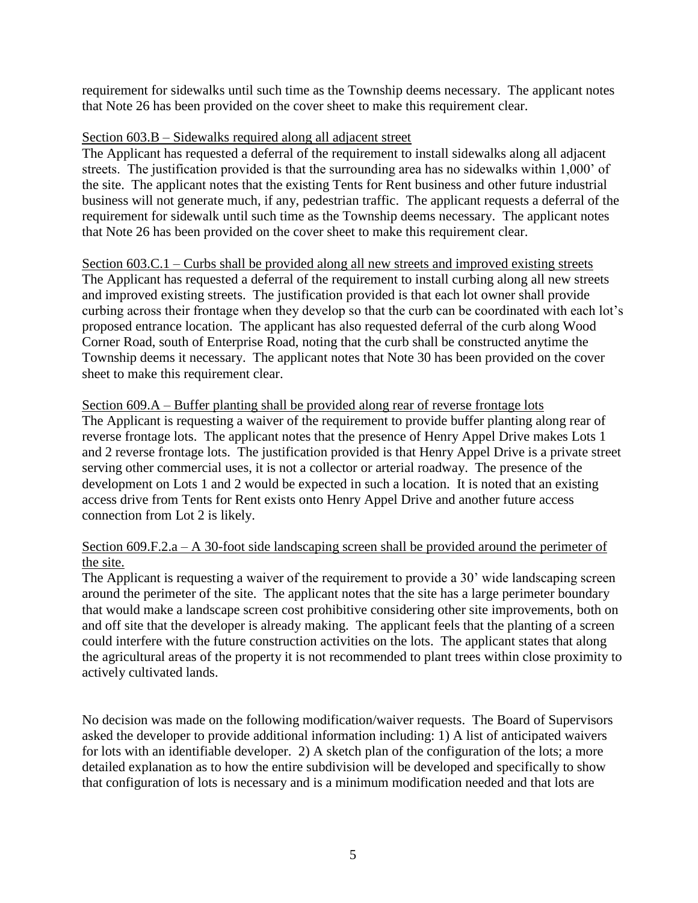requirement for sidewalks until such time as the Township deems necessary. The applicant notes that Note 26 has been provided on the cover sheet to make this requirement clear.

<u>Section 603.B – Sidewalks required along all adjacent street</u>

The Applicant has requested a deferral of the requirement to install sidewalks along all adjacent streets. The justification provided is that the surrounding area has no sidewalks within 1,000' of the site. The applicant notes that the existing Tents for Rent business and other future industrial business will not generate much, if any, pedestrian traffic. The applicant requests a deferral of the requirement for sidewalk until such time as the Township deems necessary. The applicant notes that Note 26 has been provided on the cover sheet to make this requirement clear.

<u>Section 603.C.1 – Curbs shall be provided along all new streets and improved existing streets</u>

The Applicant has requested a deferral of the requirement to install curbing along all new streets and improved existing streets. The justification provided is that each lot owner shall provide curbing across their frontage when they develop so that the curb can be coordinated with each lot's proposed entrance location. The applicant has also requested deferral of the curb along Wood Corner Road, south of Enterprise Road, noting that the curb shall be constructed anytime the Township deems it necessary. The applicant notes that Note 30 has been provided on the cover sheet to make this requirement clear.

<u>Section 609.A – Buffer planting shall be provided along rear of reverse frontage lots</u>

The Applicant is requesting a waiver of the requirement to provide buffer planting along rear of reverse frontage lots. The applicant notes that the presence of Henry Appel Drive makes Lots 1 and 2 reverse frontage lots. The justification provided is that Henry Appel Drive is a private street serving other commercial uses, it is not a collector or arterial roadway. The presence of the development on Lots 1 and 2 would be expected in such a location. It is noted that an existing access drive from Tents for Rent exists onto Henry Appel Drive and another future access connection from Lot 2 is likely.

<u>Section 609.F.2.a – A 30-foot side landscaping screen shall be provided around the perimeter of the site.</u>

The Applicant is requesting a waiver of the requirement to provide a 30' wide landscaping screen around the perimeter of the site. The applicant notes that the site has a large perimeter boundary that would make a landscape screen cost prohibitive considering other site improvements, both on and off site that the developer is already making. The applicant feels that the planting of a screen could interfere with the future construction activities on the lots. The applicant states that along the agricultural areas of the property it is not recommended to plant trees within close proximity to actively cultivated lands.

No decision was made on the following modification/waiver requests. The Board of Supervisors asked the developer to provide additional information including: 1) A list of anticipated waivers for lots with an identifiable developer. 2) A sketch plan of the configuration of the lots; a more detailed explanation as to how the entire subdivision will be developed and specifically to show that configuration of lots is necessary and is a minimum modification needed and that lots are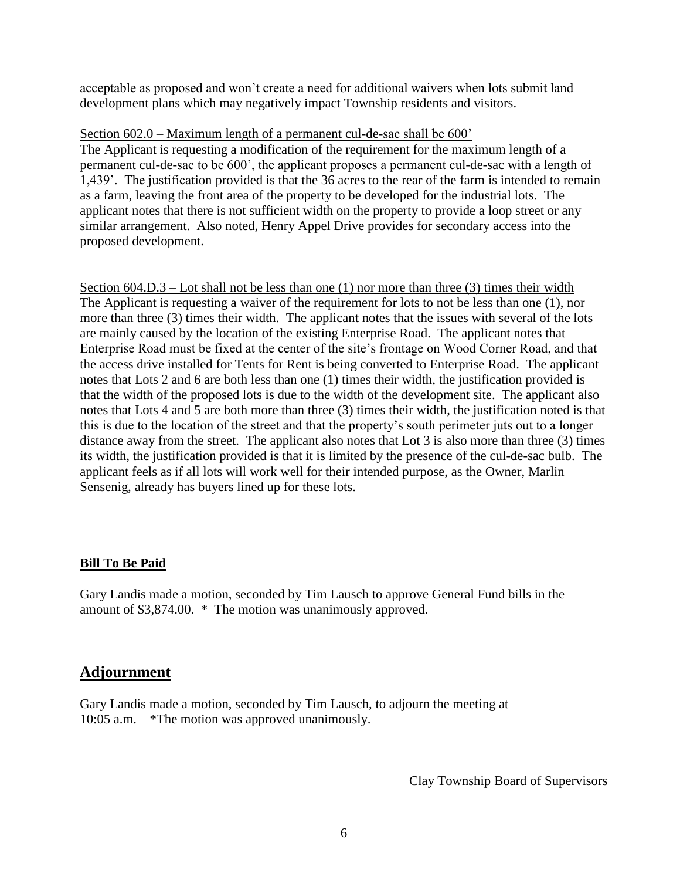acceptable as proposed and won't create a need for additional waivers when lots submit land development plans which may negatively impact Township residents and visitors.

Section 602.0 – Maximum length of a permanent cul-de-sac shall be 600'

The Applicant is requesting a modification of the requirement for the maximum length of a permanent cul-de-sac to be 600', the applicant proposes a permanent cul-de-sac with a length of 1,439'. The justification provided is that the 36 acres to the rear of the farm is intended to remain as a farm, leaving the front area of the property to be developed for the industrial lots. The applicant notes that there is not sufficient width on the property to provide a loop street or any similar arrangement. Also noted, Henry Appel Drive provides for secondary access into the proposed development.

Section 604.D.3 – Lot shall not be less than one (1) nor more than three (3) times their width

The Applicant is requesting a waiver of the requirement for lots to not be less than one (1), nor more than three (3) times their width. The applicant notes that the issues with several of the lots are mainly caused by the location of the existing Enterprise Road. The applicant notes that Enterprise Road must be fixed at the center of the site's frontage on Wood Corner Road, and that the access drive installed for Tents for Rent is being converted to Enterprise Road. The applicant notes that Lots 2 and 6 are both less than one (1) times their width, the justification provided is that the width of the proposed lots is due to the width of the development site. The applicant also notes that Lots 4 and 5 are both more than three (3) times their width, the justification noted is that this is due to the location of the street and that the property's south perimeter juts out to a longer distance away from the street. The applicant also notes that Lot 3 is also more than three (3) times its width, the justification provided is that it is limited by the presence of the cul-de-sac bulb. The applicant feels as if all lots will work well for their intended purpose, as the Owner, Marlin Sensenig, already has buyers lined up for these lots.

**Bill To Be Paid**

Gary Landis made a motion, seconded by Tim Lausch to approve General Fund bills in the amount of $3,874.00. * The motion was unanimously approved.

## Adjournment

Gary Landis made a motion, seconded by Tim Lausch, to adjourn the meeting at 10:05 a.m. *The motion was approved unanimously.

Clay Township Board of Supervisors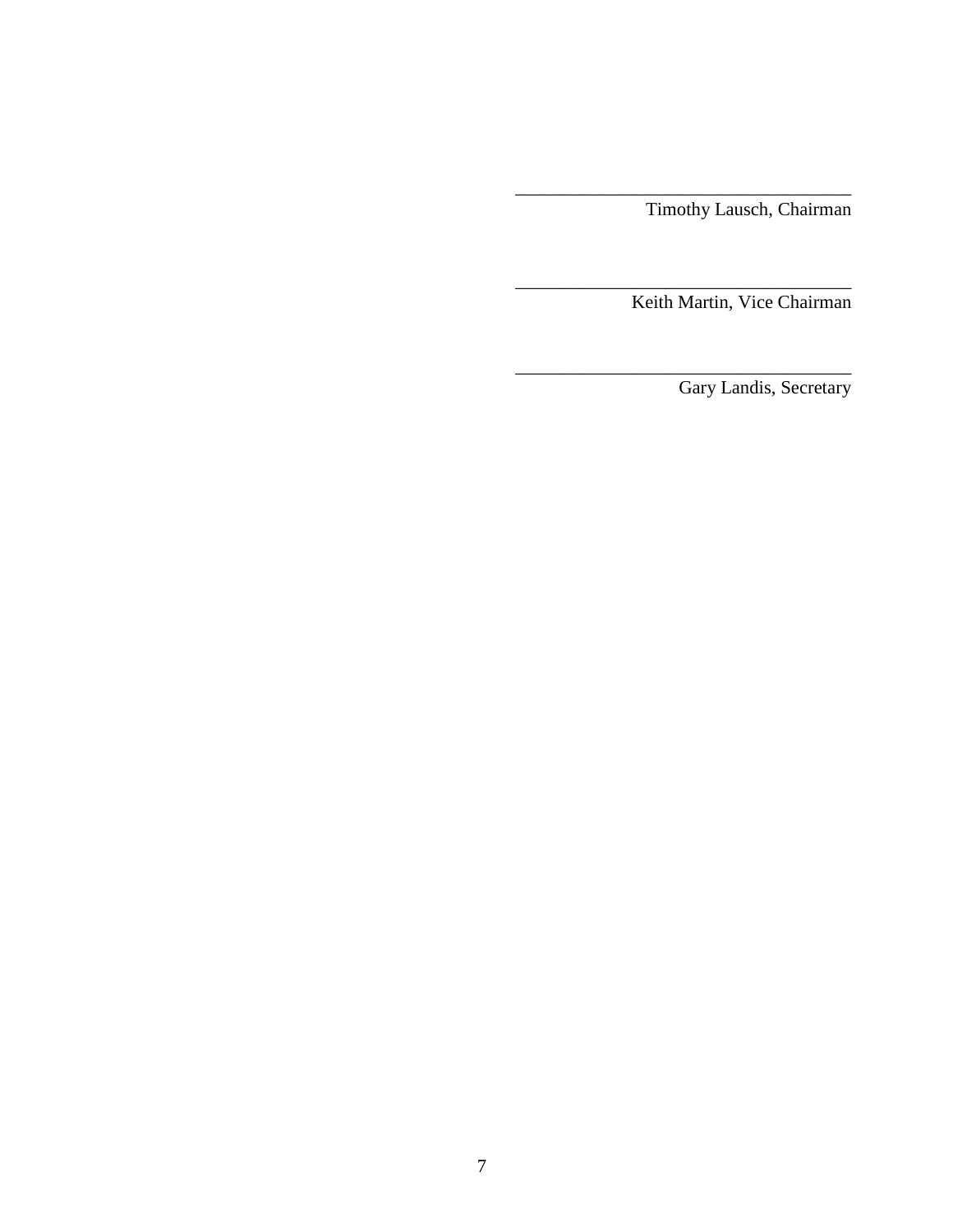\_\_\_\_\_\_\_\_\_\_\_\_\_\_\_\_\_\_\_\_\_\_\_\_\_\_\_\_\_\_\_\_\_\_\_\_\_\_\_
Timothy Lausch, Chairman

\_\_\_\_\_\_\_\_\_\_\_\_\_\_\_\_\_\_\_\_\_\_\_\_\_\_\_\_\_\_\_\_\_\_\_\_\_\_\_
Keith Martin, Vice Chairman

\_\_\_\_\_\_\_\_\_\_\_\_\_\_\_\_\_\_\_\_\_\_\_\_\_\_\_\_\_\_\_\_\_\_\_\_\_\_\_
Gary Landis, Secretary